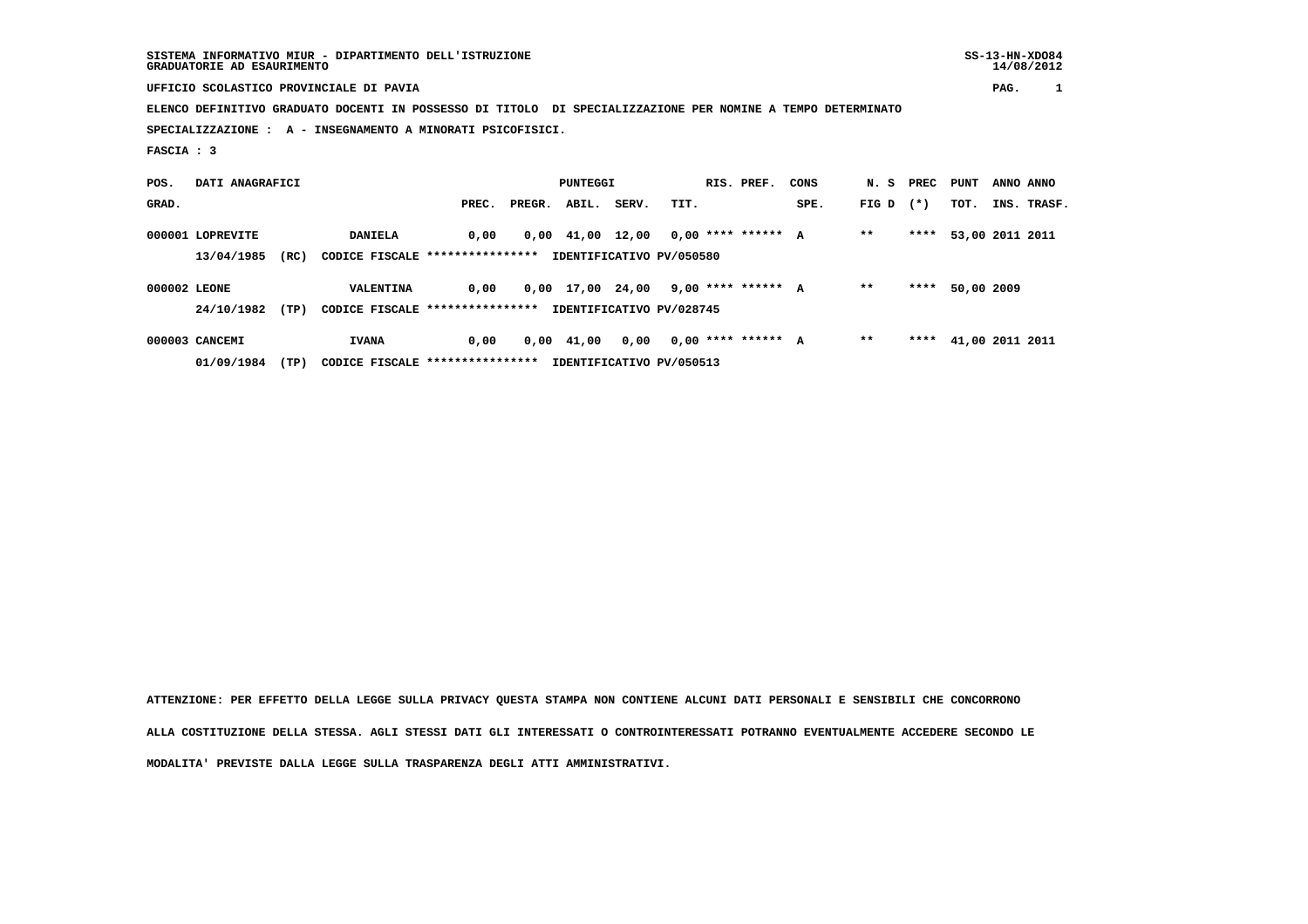SISTEMA INFORMATIVO MIUR - DIPARTIMENTO DELL'ISTRUZIONE
GRADUATORIE AD ESAURIMENTO

SS-13-HN-XDO84
14/08/2012

UFFICIO SCOLASTICO PROVINCIALE DI PAVIA

PAG. 1

ELENCO DEFINITIVO GRADUATO DOCENTI IN POSSESSO DI TITOLO DI SPECIALIZZAZIONE PER NOMINE A TEMPO DETERMINATO

SPECIALIZZAZIONE : A - INSEGNAMENTO A MINORATI PSICOFISICI.

FASCIA : 3

| POS. GRAD. | DATI ANAGRAFICI | | | PUNTEGGI PREC. | PREGR. | ABIL. | SERV. | TIT. | RIS. | PREF. | CONS SPE. | N. S FIG D | PREC (*) | PUNT TOT. | ANNO INS. | ANNO TRASF. |
|---|---|---|---|---|---|---|---|---|---|---|---|---|---|---|---|---|
| 000001 | LOPREVITE | | DANIELA | 0,00 | 0,00 | 41,00 | 12,00 | 0,00 | **** | ****** | A | ** | **** | 53,00 | 2011 | 2011 |
| | 13/04/1985 | (RC) | CODICE FISCALE **************** | IDENTIFICATIVO PV/050580 | | | | | | | | | | | | |
| 000002 | LEONE | | VALENTINA | 0,00 | 0,00 | 17,00 | 24,00 | 9,00 | **** | ****** | A | ** | **** | 50,00 | 2009 | |
| | 24/10/1982 | (TP) | CODICE FISCALE **************** | IDENTIFICATIVO PV/028745 | | | | | | | | | | | | |
| 000003 | CANCEMI | | IVANA | 0,00 | 0,00 | 41,00 | 0,00 | 0,00 | **** | ****** | A | ** | **** | 41,00 | 2011 | 2011 |
| | 01/09/1984 | (TP) | CODICE FISCALE **************** | IDENTIFICATIVO PV/050513 | | | | | | | | | | | | |

ATTENZIONE: PER EFFETTO DELLA LEGGE SULLA PRIVACY QUESTA STAMPA NON CONTIENE ALCUNI DATI PERSONALI E SENSIBILI CHE CONCORRONO ALLA COSTITUZIONE DELLA STESSA. AGLI STESSI DATI GLI INTERESSATI O CONTROINTERESSATI POTRANNO EVENTUALMENTE ACCEDERE SECONDO LE MODALITA' PREVISTE DALLA LEGGE SULLA TRASPARENZA DEGLI ATTI AMMINISTRATIVI.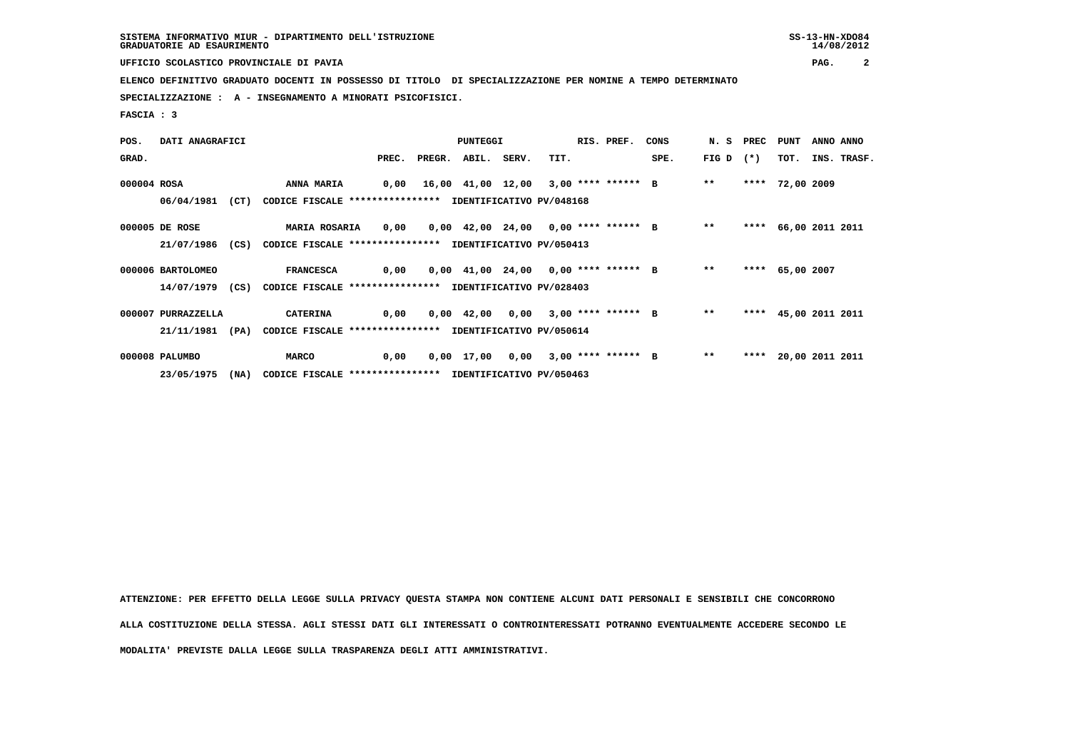SISTEMA INFORMATIVO MIUR - DIPARTIMENTO DELL'ISTRUZIONE

GRADUATORIE AD ESAURIMENTO

UFFICIO SCOLASTICO PROVINCIALE DI PAVIA

ELENCO DEFINITIVO GRADUATO DOCENTI IN POSSESSO DI TITOLO DI SPECIALIZZAZIONE PER NOMINE A TEMPO DETERMINATO

SPECIALIZZAZIONE : A - INSEGNAMENTO A MINORATI PSICOFISICI.

FASCIA : 3

| POS. GRAD. | DATI ANAGRAFICI | | PREC. | PREGR. | ABIL. | SERV. | TIT. | RIS. PREF. | CONS SPE. | N. S FIG D | PREC (*) | PUNT TOT. | ANNO INS. | ANNO TRASF. |
|---|---|---|---|---|---|---|---|---|---|---|---|---|---|---|
| 000004 | ROSA | ANNA MARIA | 0,00 | 16,00 | 41,00 | 12,00 | 3,00 | **** ****** | B | ** | **** | 72,00 | 2009 | |
| | 06/04/1981 (CT) | CODICE FISCALE **************** IDENTIFICATIVO PV/048168 | | | | | | | | | | | | |
| 000005 | DE ROSE | MARIA ROSARIA | 0,00 | 0,00 | 42,00 | 24,00 | 0,00 | **** ****** | B | ** | **** | 66,00 | 2011 | 2011 |
| | 21/07/1986 (CS) | CODICE FISCALE **************** IDENTIFICATIVO PV/050413 | | | | | | | | | | | | |
| 000006 | BARTOLOMEO | FRANCESCA | 0,00 | 0,00 | 41,00 | 24,00 | 0,00 | **** ****** | B | ** | **** | 65,00 | 2007 | |
| | 14/07/1979 (CS) | CODICE FISCALE **************** IDENTIFICATIVO PV/028403 | | | | | | | | | | | | |
| 000007 | PURRAZZELLA | CATERINA | 0,00 | 0,00 | 42,00 | 0,00 | 3,00 | **** ****** | B | ** | **** | 45,00 | 2011 | 2011 |
| | 21/11/1981 (PA) | CODICE FISCALE **************** IDENTIFICATIVO PV/050614 | | | | | | | | | | | | |
| 000008 | PALUMBO | MARCO | 0,00 | 0,00 | 17,00 | 0,00 | 3,00 | **** ****** | B | ** | **** | 20,00 | 2011 | 2011 |
| | 23/05/1975 (NA) | CODICE FISCALE **************** IDENTIFICATIVO PV/050463 | | | | | | | | | | | | |

ATTENZIONE: PER EFFETTO DELLA LEGGE SULLA PRIVACY QUESTA STAMPA NON CONTIENE ALCUNI DATI PERSONALI E SENSIBILI CHE CONCORRONO ALLA COSTITUZIONE DELLA STESSA. AGLI STESSI DATI GLI INTERESSATI O CONTROINTERESSATI POTRANNO EVENTUALMENTE ACCEDERE SECONDO LE MODALITA' PREVISTE DALLA LEGGE SULLA TRASPARENZA DEGLI ATTI AMMINISTRATIVI.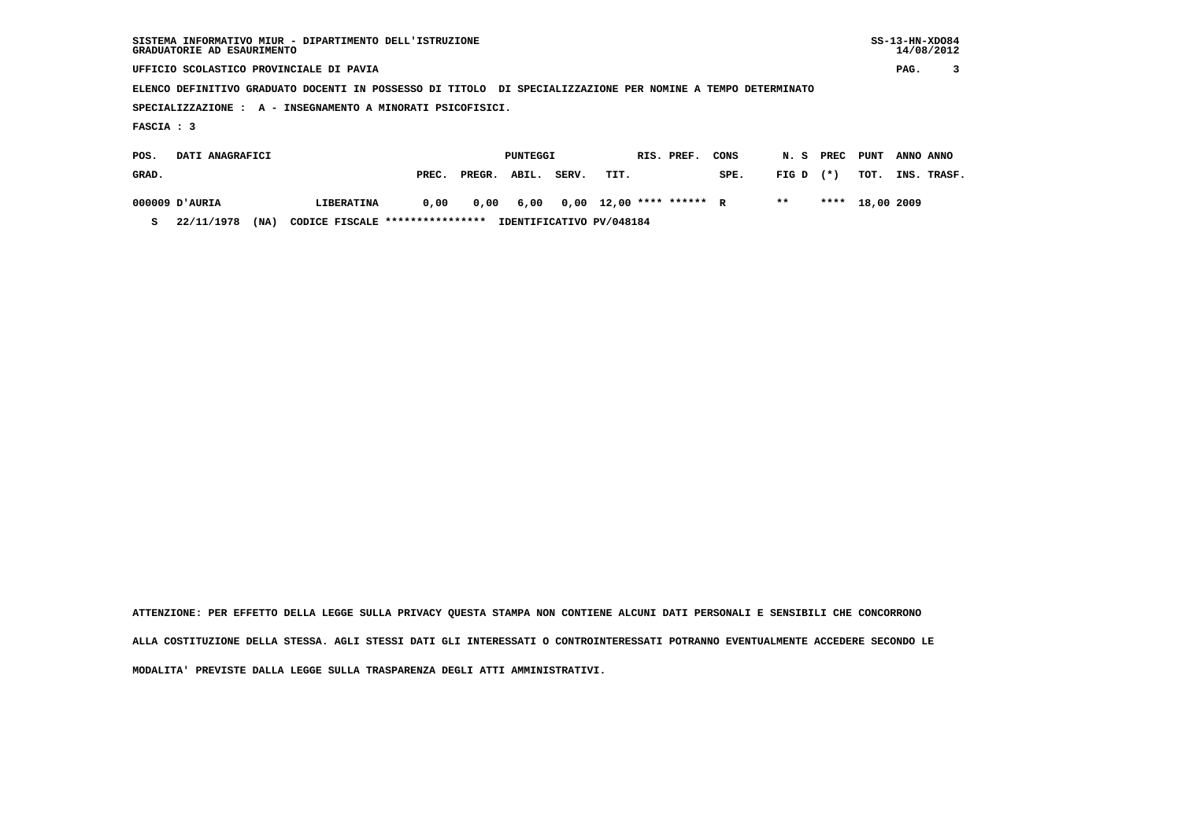SISTEMA INFORMATIVO MIUR - DIPARTIMENTO DELL'ISTRUZIONE
GRADUATORIE AD ESAURIMENTO

SS-13-HN-XDO84
14/08/2012

UFFICIO SCOLASTICO PROVINCIALE DI PAVIA

ELENCO DEFINITIVO GRADUATO DOCENTI IN POSSESSO DI TITOLO DI SPECIALIZZAZIONE PER NOMINE A TEMPO DETERMINATO

SPECIALIZZAZIONE : A - INSEGNAMENTO A MINORATI PSICOFISICI.

FASCIA : 3

| POS. GRAD. | DATI ANAGRAFICI | | PUNTEGGI PREC. | PREGR. | ABIL. | SERV. | TIT. | RIS. | PREF. | CONS SPE. | N. S FIG D | PREC (*) | PUNT TOT. | ANNO INS. | ANNO TRASF. |
|---|---|---|---|---|---|---|---|---|---|---|---|---|---|---|---|
| 000009 | D'AURIA | LIBERATINA | 0,00 | 0,00 | 6,00 | 0,00 | 12,00 | **** | ****** | R | ** | **** | 18,00 | 2009 | |
| S | 22/11/1978 (NA) | CODICE FISCALE **************** | IDENTIFICATIVO PV/048184 | | | | | | | | | | | | |

ATTENZIONE: PER EFFETTO DELLA LEGGE SULLA PRIVACY QUESTA STAMPA NON CONTIENE ALCUNI DATI PERSONALI E SENSIBILI CHE CONCORRONO ALLA COSTITUZIONE DELLA STESSA. AGLI STESSI DATI GLI INTERESSATI O CONTROINTERESSATI POTRANNO EVENTUALMENTE ACCEDERE SECONDO LE MODALITA' PREVISTE DALLA LEGGE SULLA TRASPARENZA DEGLI ATTI AMMINISTRATIVI.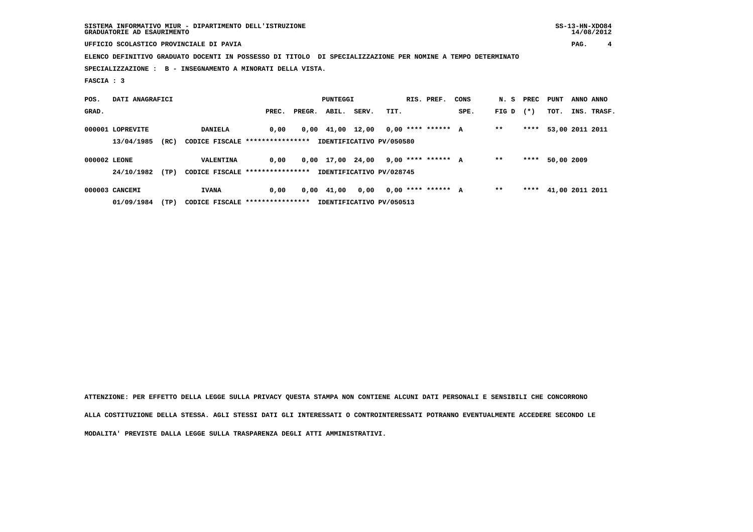SISTEMA INFORMATIVO MIUR - DIPARTIMENTO DELL'ISTRUZIONE
GRADUATORIE AD ESAURIMENTO

SS-13-HN-XDO84
14/08/2012

UFFICIO SCOLASTICO PROVINCIALE DI PAVIA

ELENCO DEFINITIVO GRADUATO DOCENTI IN POSSESSO DI TITOLO DI SPECIALIZZAZIONE PER NOMINE A TEMPO DETERMINATO

SPECIALIZZAZIONE : B - INSEGNAMENTO A MINORATI DELLA VISTA.

FASCIA : 3

| POS. GRAD. | DATI ANAGRAFICI | | PUNTEGGI PREC. | PREGR. | ABIL. | SERV. | TIT. | RIS. | PREF. | CONS SPE. | N. S FIG D | PREC (*) | PUNT TOT. | ANNO INS. | ANNO TRASF. |
|---|---|---|---|---|---|---|---|---|---|---|---|---|---|---|---|
| 000001 | LOPREVITE | DANIELA | 0,00 | 0,00 | 41,00 | 12,00 | 0,00 | **** | ****** | A | ** | **** | 53,00 | 2011 | 2011 |
| | 13/04/1985 (RC) | CODICE FISCALE **************** | IDENTIFICATIVO PV/050580 | | | | | | | | | | | | |
| 000002 | LEONE | VALENTINA | 0,00 | 0,00 | 17,00 | 24,00 | 9,00 | **** | ****** | A | ** | **** | 50,00 | 2009 | |
| | 24/10/1982 (TP) | CODICE FISCALE **************** | IDENTIFICATIVO PV/028745 | | | | | | | | | | | | |
| 000003 | CANCEMI | IVANA | 0,00 | 0,00 | 41,00 | 0,00 | 0,00 | **** | ****** | A | ** | **** | 41,00 | 2011 | 2011 |
| | 01/09/1984 (TP) | CODICE FISCALE **************** | IDENTIFICATIVO PV/050513 | | | | | | | | | | | | |

ATTENZIONE: PER EFFETTO DELLA LEGGE SULLA PRIVACY QUESTA STAMPA NON CONTIENE ALCUNI DATI PERSONALI E SENSIBILI CHE CONCORRONO ALLA COSTITUZIONE DELLA STESSA. AGLI STESSI DATI GLI INTERESSATI O CONTROINTERESSATI POTRANNO EVENTUALMENTE ACCEDERE SECONDO LE MODALITA' PREVISTE DALLA LEGGE SULLA TRASPARENZA DEGLI ATTI AMMINISTRATIVI.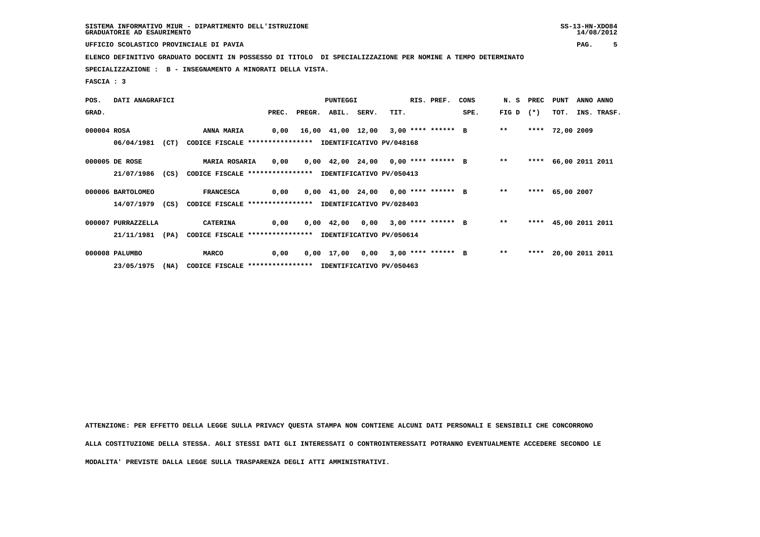SISTEMA INFORMATIVO MIUR - DIPARTIMENTO DELL'ISTRUZIONE
GRADUATORIE AD ESAURIMENTO

UFFICIO SCOLASTICO PROVINCIALE DI PAVIA

ELENCO DEFINITIVO GRADUATO DOCENTI IN POSSESSO DI TITOLO DI SPECIALIZZAZIONE PER NOMINE A TEMPO DETERMINATO

SPECIALIZZAZIONE : B - INSEGNAMENTO A MINORATI DELLA VISTA.

FASCIA : 3

| POS. GRAD. | DATI ANAGRAFICI | | PREC. | PREGR. | ABIL. | SERV. | TIT. | RIS. PREF. | CONS SPE. | N. S FIG D | PREC (*) | PUNT TOT. | ANNO INS. | ANNO TRASF. |
|---|---|---|---|---|---|---|---|---|---|---|---|---|---|---|
| 000004 | ROSA | ANNA MARIA | 0,00 | 16,00 | 41,00 | 12,00 | 3,00 | **** ****** | B | ** | **** | 72,00 | 2009 | |
| | 06/04/1981 (CT) | CODICE FISCALE **************** IDENTIFICATIVO PV/048168 | | | | | | | | | | | | |
| 000005 | DE ROSE | MARIA ROSARIA | 0,00 | 0,00 | 42,00 | 24,00 | 0,00 | **** ****** | B | ** | **** | 66,00 | 2011 | 2011 |
| | 21/07/1986 (CS) | CODICE FISCALE **************** IDENTIFICATIVO PV/050413 | | | | | | | | | | | | |
| 000006 | BARTOLOMEO | FRANCESCA | 0,00 | 0,00 | 41,00 | 24,00 | 0,00 | **** ****** | B | ** | **** | 65,00 | 2007 | |
| | 14/07/1979 (CS) | CODICE FISCALE **************** IDENTIFICATIVO PV/028403 | | | | | | | | | | | | |
| 000007 | PURRAZZELLA | CATERINA | 0,00 | 0,00 | 42,00 | 0,00 | 3,00 | **** ****** | B | ** | **** | 45,00 | 2011 | 2011 |
| | 21/11/1981 (PA) | CODICE FISCALE **************** IDENTIFICATIVO PV/050614 | | | | | | | | | | | | |
| 000008 | PALUMBO | MARCO | 0,00 | 0,00 | 17,00 | 0,00 | 3,00 | **** ****** | B | ** | **** | 20,00 | 2011 | 2011 |
| | 23/05/1975 (NA) | CODICE FISCALE **************** IDENTIFICATIVO PV/050463 | | | | | | | | | | | | |

ATTENZIONE: PER EFFETTO DELLA LEGGE SULLA PRIVACY QUESTA STAMPA NON CONTIENE ALCUNI DATI PERSONALI E SENSIBILI CHE CONCORRONO ALLA COSTITUZIONE DELLA STESSA. AGLI STESSI DATI GLI INTERESSATI O CONTROINTERESSATI POTRANNO EVENTUALMENTE ACCEDERE SECONDO LE MODALITA' PREVISTE DALLA LEGGE SULLA TRASPARENZA DEGLI ATTI AMMINISTRATIVI.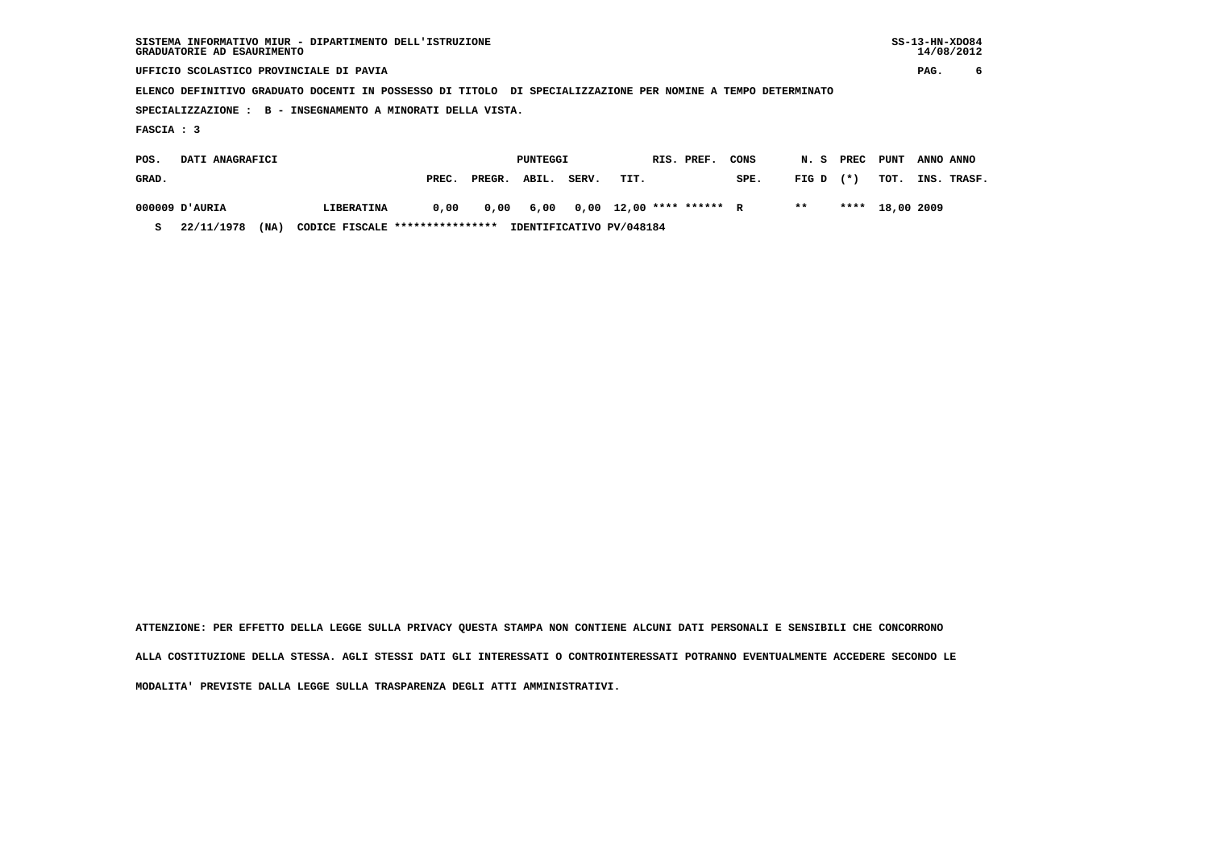SISTEMA INFORMATIVO MIUR - DIPARTIMENTO DELL'ISTRUZIONE
GRADUATORIE AD ESAURIMENTO

SS-13-HN-XDO84
14/08/2012

UFFICIO SCOLASTICO PROVINCIALE DI PAVIA

ELENCO DEFINITIVO GRADUATO DOCENTI IN POSSESSO DI TITOLO DI SPECIALIZZAZIONE PER NOMINE A TEMPO DETERMINATO

SPECIALIZZAZIONE : B - INSEGNAMENTO A MINORATI DELLA VISTA.

FASCIA : 3

| POS. GRAD. | DATI ANAGRAFICI | | PUNTEGGI PREC. | PREGR. | ABIL. | SERV. | TIT. | RIS. | PREF. | CONS SPE. | N. S FIG D | PREC (*) | PUNT TOT. | ANNO INS. | ANNO TRASF. |
|---|---|---|---|---|---|---|---|---|---|---|---|---|---|---|---|
| 000009 | D'AURIA | LIBERATINA | 0,00 | 0,00 | 6,00 | 0,00 | 12,00 | **** | ****** | R | ** | **** | 18,00 | 2009 | |
| S | 22/11/1978 (NA) | CODICE FISCALE **************** | IDENTIFICATIVO PV/048184 | | | | | | | | | | | | |

ATTENZIONE: PER EFFETTO DELLA LEGGE SULLA PRIVACY QUESTA STAMPA NON CONTIENE ALCUNI DATI PERSONALI E SENSIBILI CHE CONCORRONO ALLA COSTITUZIONE DELLA STESSA. AGLI STESSI DATI GLI INTERESSATI O CONTROINTERESSATI POTRANNO EVENTUALMENTE ACCEDERE SECONDO LE MODALITA' PREVISTE DALLA LEGGE SULLA TRASPARENZA DEGLI ATTI AMMINISTRATIVI.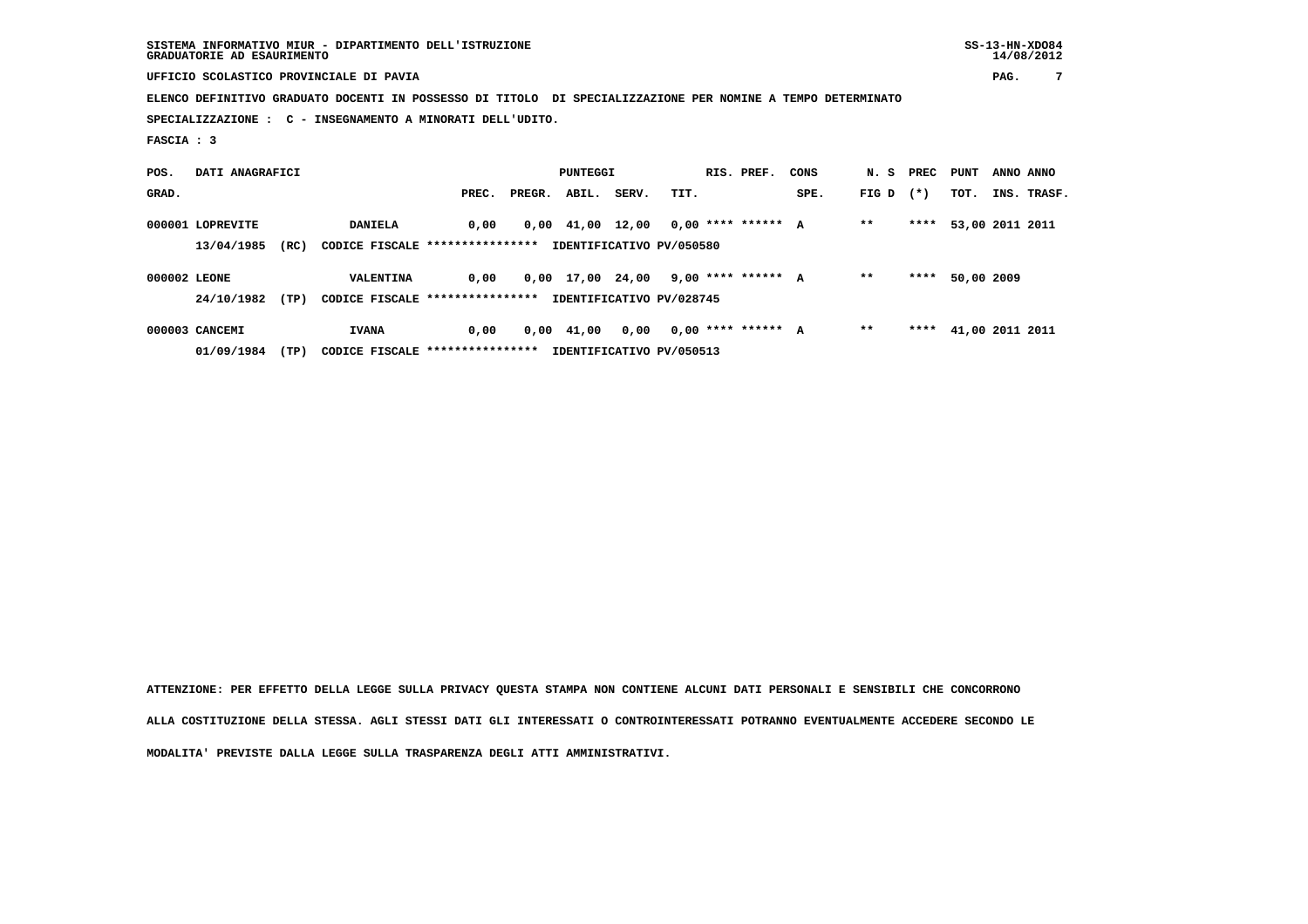SISTEMA INFORMATIVO MIUR - DIPARTIMENTO DELL'ISTRUZIONE
GRADUATORIE AD ESAURIMENTO

SS-13-HN-XDO84
14/08/2012

UFFICIO SCOLASTICO PROVINCIALE DI PAVIA

ELENCO DEFINITIVO GRADUATO DOCENTI IN POSSESSO DI TITOLO DI SPECIALIZZAZIONE PER NOMINE A TEMPO DETERMINATO

SPECIALIZZAZIONE : C - INSEGNAMENTO A MINORATI DELL'UDITO.

FASCIA : 3

| POS. GRAD. | DATI ANAGRAFICI | | PUNTEGGI PREC. | PREGR. | ABIL. | SERV. | TIT. | RIS. PREF. | CONS SPE. | N. S FIG D | PREC (*) | PUNT TOT. | ANNO INS. | ANNO TRASF. |
|---|---|---|---|---|---|---|---|---|---|---|---|---|---|---|
| 000001 | LOPREVITE | DANIELA | 0,00 | 0,00 | 41,00 | 12,00 | 0,00 | **** ****** | A | ** | **** | 53,00 | 2011 | 2011 |
| | 13/04/1985 (RC) | CODICE FISCALE **************** IDENTIFICATIVO PV/050580 | | | | | | | | | | | | |
| 000002 | LEONE | VALENTINA | 0,00 | 0,00 | 17,00 | 24,00 | 9,00 | **** ****** | A | ** | **** | 50,00 | 2009 | |
| | 24/10/1982 (TP) | CODICE FISCALE **************** IDENTIFICATIVO PV/028745 | | | | | | | | | | | | |
| 000003 | CANCEMI | IVANA | 0,00 | 0,00 | 41,00 | 0,00 | 0,00 | **** ****** | A | ** | **** | 41,00 | 2011 | 2011 |
| | 01/09/1984 (TP) | CODICE FISCALE **************** IDENTIFICATIVO PV/050513 | | | | | | | | | | | | |

ATTENZIONE: PER EFFETTO DELLA LEGGE SULLA PRIVACY QUESTA STAMPA NON CONTIENE ALCUNI DATI PERSONALI E SENSIBILI CHE CONCORRONO ALLA COSTITUZIONE DELLA STESSA. AGLI STESSI DATI GLI INTERESSATI O CONTROINTERESSATI POTRANNO EVENTUALMENTE ACCEDERE SECONDO LE MODALITA' PREVISTE DALLA LEGGE SULLA TRASPARENZA DEGLI ATTI AMMINISTRATIVI.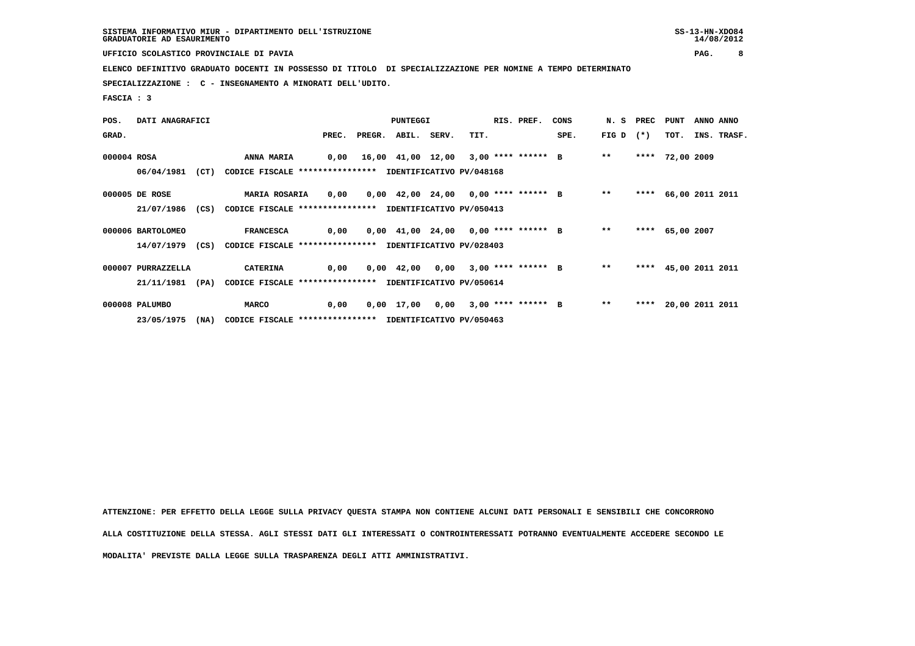SISTEMA INFORMATIVO MIUR - DIPARTIMENTO DELL'ISTRUZIONE
GRADUATORIE AD ESAURIMENTO

UFFICIO SCOLASTICO PROVINCIALE DI PAVIA

ELENCO DEFINITIVO GRADUATO DOCENTI IN POSSESSO DI TITOLO DI SPECIALIZZAZIONE PER NOMINE A TEMPO DETERMINATO

SPECIALIZZAZIONE : C - INSEGNAMENTO A MINORATI DELL'UDITO.

FASCIA : 3

| POS. GRAD. | DATI ANAGRAFICI | | PREC. | PREGR. | ABIL. | SERV. | TIT. | RIS. PREF. | CONS SPE. | N. S FIG D | PREC (*) | PUNT TOT. | ANNO INS. | ANNO TRASF. |
|---|---|---|---|---|---|---|---|---|---|---|---|---|---|---|
| 000004 | ROSA | ANNA MARIA | 0,00 | 16,00 | 41,00 | 12,00 | 3,00 | **** ****** | B | ** | **** | 72,00 | 2009 | |
| | 06/04/1981 (CT) | CODICE FISCALE **************** IDENTIFICATIVO PV/048168 | | | | | | | | | | | | |
| 000005 | DE ROSE | MARIA ROSARIA | 0,00 | 0,00 | 42,00 | 24,00 | 0,00 | **** ****** | B | ** | **** | 66,00 | 2011 | 2011 |
| | 21/07/1986 (CS) | CODICE FISCALE **************** IDENTIFICATIVO PV/050413 | | | | | | | | | | | | |
| 000006 | BARTOLOMEO | FRANCESCA | 0,00 | 0,00 | 41,00 | 24,00 | 0,00 | **** ****** | B | ** | **** | 65,00 | 2007 | |
| | 14/07/1979 (CS) | CODICE FISCALE **************** IDENTIFICATIVO PV/028403 | | | | | | | | | | | | |
| 000007 | PURRAZZELLA | CATERINA | 0,00 | 0,00 | 42,00 | 0,00 | 3,00 | **** ****** | B | ** | **** | 45,00 | 2011 | 2011 |
| | 21/11/1981 (PA) | CODICE FISCALE **************** IDENTIFICATIVO PV/050614 | | | | | | | | | | | | |
| 000008 | PALUMBO | MARCO | 0,00 | 0,00 | 17,00 | 0,00 | 3,00 | **** ****** | B | ** | **** | 20,00 | 2011 | 2011 |
| | 23/05/1975 (NA) | CODICE FISCALE **************** IDENTIFICATIVO PV/050463 | | | | | | | | | | | | |

ATTENZIONE: PER EFFETTO DELLA LEGGE SULLA PRIVACY QUESTA STAMPA NON CONTIENE ALCUNI DATI PERSONALI E SENSIBILI CHE CONCORRONO ALLA COSTITUZIONE DELLA STESSA. AGLI STESSI DATI GLI INTERESSATI O CONTROINTERESSATI POTRANNO EVENTUALMENTE ACCEDERE SECONDO LE MODALITA' PREVISTE DALLA LEGGE SULLA TRASPARENZA DEGLI ATTI AMMINISTRATIVI.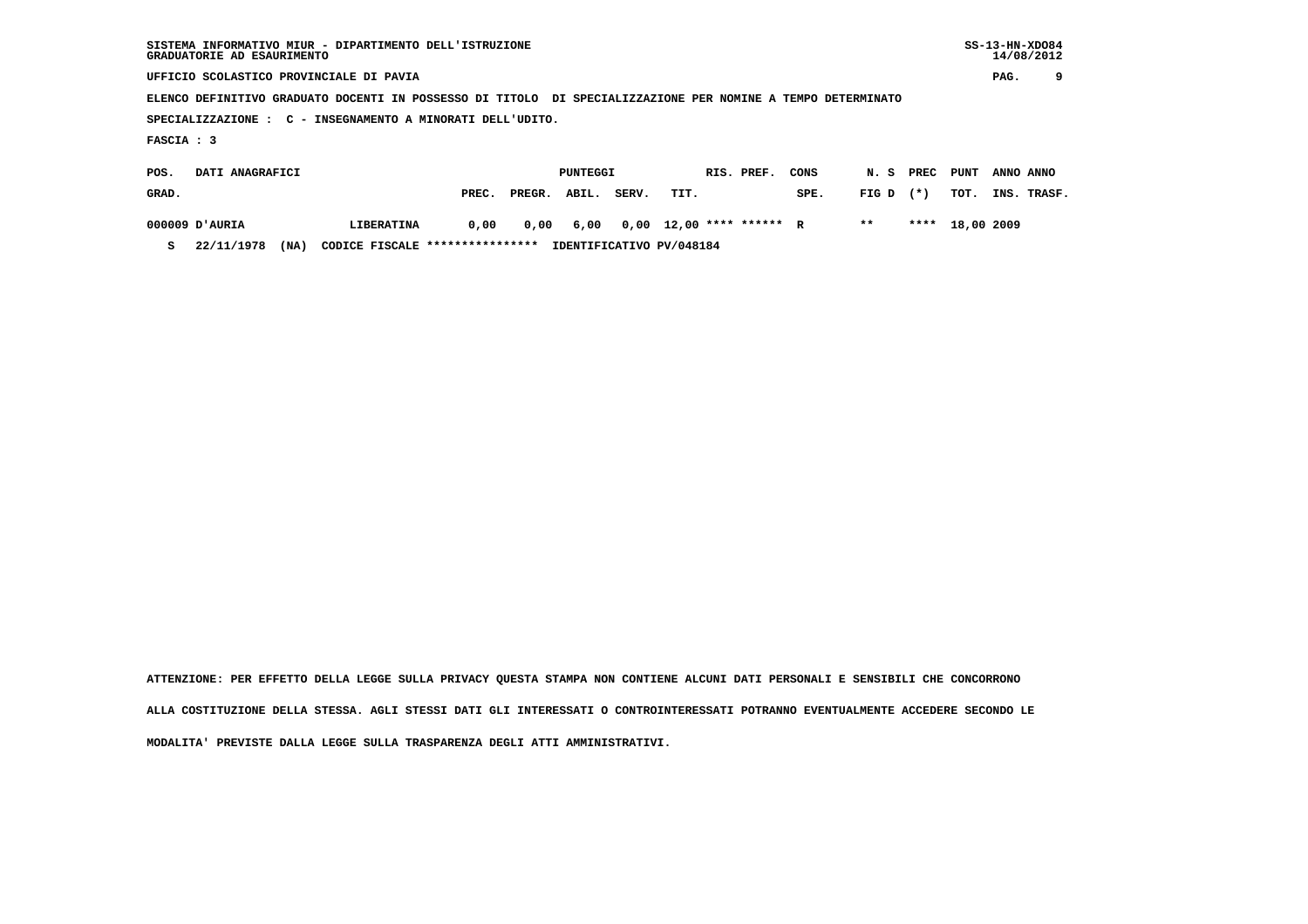SISTEMA INFORMATIVO MIUR - DIPARTIMENTO DELL'ISTRUZIONE
GRADUATORIE AD ESAURIMENTO

UFFICIO SCOLASTICO PROVINCIALE DI PAVIA

ELENCO DEFINITIVO GRADUATO DOCENTI IN POSSESSO DI TITOLO DI SPECIALIZZAZIONE PER NOMINE A TEMPO DETERMINATO

SPECIALIZZAZIONE : C - INSEGNAMENTO A MINORATI DELL'UDITO.

FASCIA : 3

| POS. GRAD. | DATI ANAGRAFICI | | PUNTEGGI PREC. | PREGR. | ABIL. | SERV. | TIT. | RIS. | PREF. | CONS SPE. | N. S FIG D | PREC (*) | PUNT TOT. | ANNO INS. | ANNO TRASF. |
|---|---|---|---|---|---|---|---|---|---|---|---|---|---|---|---|
| 000009 | D'AURIA | LIBERATINA | 0,00 | 0,00 | 6,00 | 0,00 | 12,00 | **** | ****** | R | ** | **** | 18,00 | 2009 | |
| S | 22/11/1978 (NA) | CODICE FISCALE **************** | IDENTIFICATIVO PV/048184 | | | | | | | | | | | | |

ATTENZIONE: PER EFFETTO DELLA LEGGE SULLA PRIVACY QUESTA STAMPA NON CONTIENE ALCUNI DATI PERSONALI E SENSIBILI CHE CONCORRONO ALLA COSTITUZIONE DELLA STESSA. AGLI STESSI DATI GLI INTERESSATI O CONTROINTERESSATI POTRANNO EVENTUALMENTE ACCEDERE SECONDO LE MODALITA' PREVISTE DALLA LEGGE SULLA TRASPARENZA DEGLI ATTI AMMINISTRATIVI.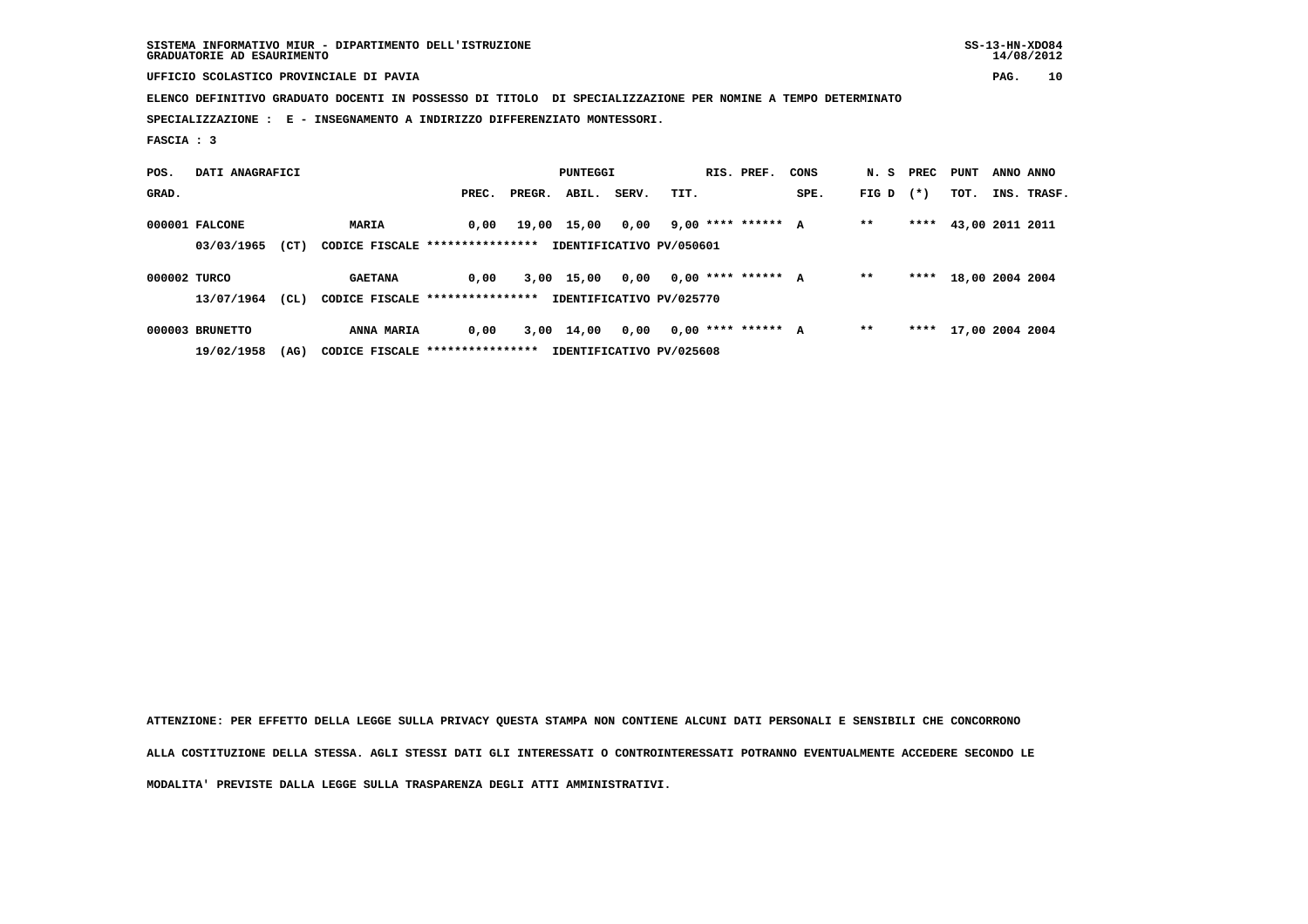SISTEMA INFORMATIVO MIUR - DIPARTIMENTO DELL'ISTRUZIONE
GRADUATORIE AD ESAURIMENTO

UFFICIO SCOLASTICO PROVINCIALE DI PAVIA

ELENCO DEFINITIVO GRADUATO DOCENTI IN POSSESSO DI TITOLO DI SPECIALIZZAZIONE PER NOMINE A TEMPO DETERMINATO

SPECIALIZZAZIONE : E - INSEGNAMENTO A INDIRIZZO DIFFERENZIATO MONTESSORI.

FASCIA : 3

| POS. GRAD. | DATI ANAGRAFICI | | PREC. | PREGR. | ABIL. | SERV. | TIT. | RIS. | PREF. | CONS SPE. | N. S FIG D | PREC (*) | PUNT TOT. | ANNO INS. | ANNO TRASF. |
|---|---|---|---|---|---|---|---|---|---|---|---|---|---|---|---|
| 000001 | FALCONE | MARIA | 0,00 | 19,00 | 15,00 | 0,00 | 9,00 | **** | ****** | A | ** | **** | 43,00 | 2011 | 2011 |
| | 03/03/1965 (CT) | CODICE FISCALE **************** IDENTIFICATIVO PV/050601 | | | | | | | | | | | | | |
| 000002 | TURCO | GAETANA | 0,00 | 3,00 | 15,00 | 0,00 | 0,00 | **** | ****** | A | ** | **** | 18,00 | 2004 | 2004 |
| | 13/07/1964 (CL) | CODICE FISCALE **************** IDENTIFICATIVO PV/025770 | | | | | | | | | | | | | |
| 000003 | BRUNETTO | ANNA MARIA | 0,00 | 3,00 | 14,00 | 0,00 | 0,00 | **** | ****** | A | ** | **** | 17,00 | 2004 | 2004 |
| | 19/02/1958 (AG) | CODICE FISCALE **************** IDENTIFICATIVO PV/025608 | | | | | | | | | | | | | |

ATTENZIONE: PER EFFETTO DELLA LEGGE SULLA PRIVACY QUESTA STAMPA NON CONTIENE ALCUNI DATI PERSONALI E SENSIBILI CHE CONCORRONO ALLA COSTITUZIONE DELLA STESSA. AGLI STESSI DATI GLI INTERESSATI O CONTROINTERESSATI POTRANNO EVENTUALMENTE ACCEDERE SECONDO LE MODALITA' PREVISTE DALLA LEGGE SULLA TRASPARENZA DEGLI ATTI AMMINISTRATIVI.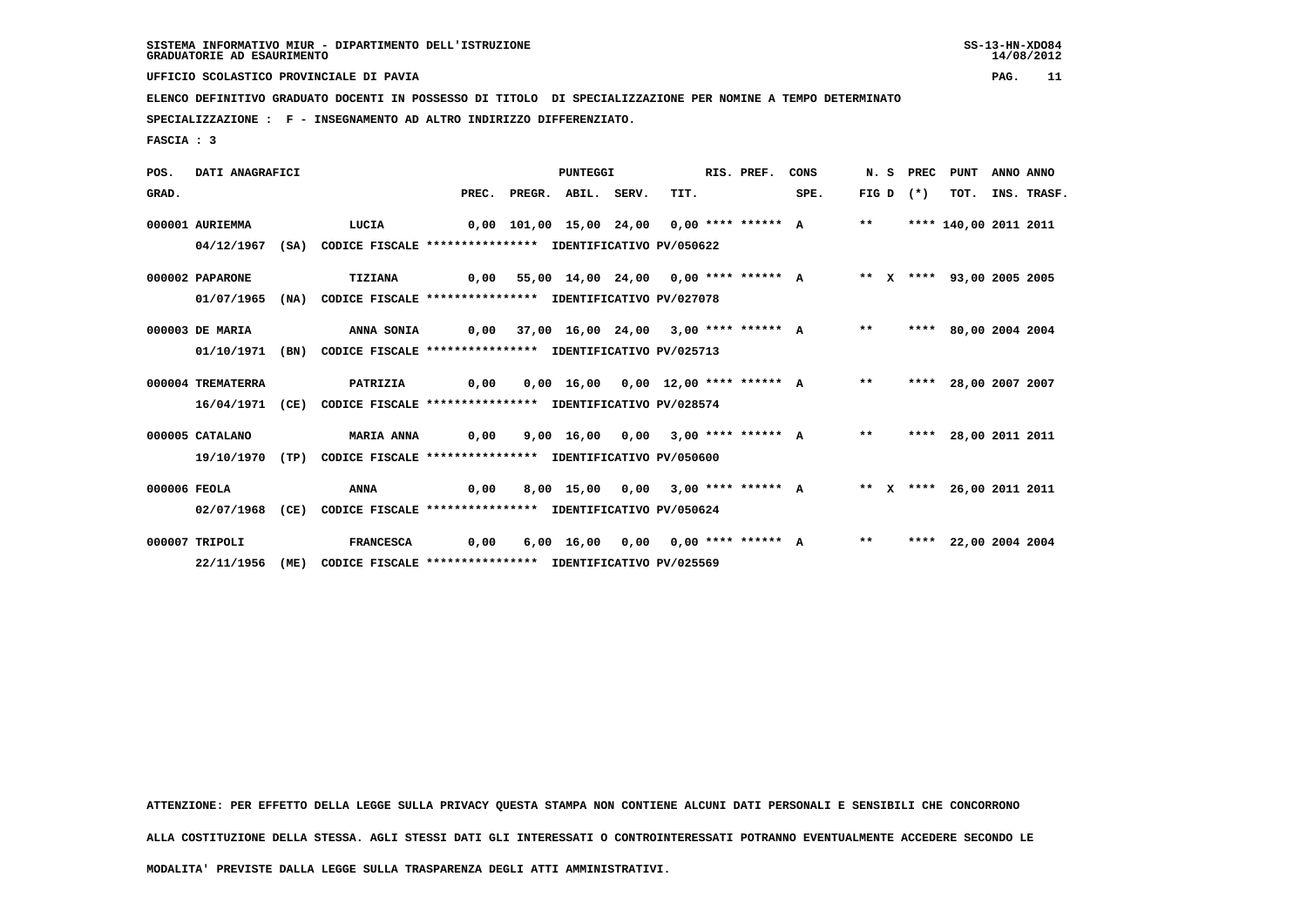SISTEMA INFORMATIVO MIUR - DIPARTIMENTO DELL'ISTRUZIONE
GRADUATORIE AD ESAURIMENTO

UFFICIO SCOLASTICO PROVINCIALE DI PAVIA

ELENCO DEFINITIVO GRADUATO DOCENTI IN POSSESSO DI TITOLO DI SPECIALIZZAZIONE PER NOMINE A TEMPO DETERMINATO

SPECIALIZZAZIONE : F - INSEGNAMENTO AD ALTRO INDIRIZZO DIFFERENZIATO.

FASCIA : 3

| POS. GRAD. | DATI ANAGRAFICI | | PREC. | PREGR. | ABIL. | SERV. | TIT. | RIS. PREF. | CONS SPE. | N. S FIG D | PREC (*) | PUNT TOT. | ANNO INS. | ANNO TRASF. |
|---|---|---|---|---|---|---|---|---|---|---|---|---|---|---|
| 000001 | AURIEMMA | LUCIA | 0,00 | 101,00 | 15,00 | 24,00 | 0,00 | **** ****** | A | ** | **** | 140,00 | 2011 | 2011 |
| | 04/12/1967 (SA) | CODICE FISCALE **************** IDENTIFICATIVO PV/050622 | | | | | | | | | | | | |
| 000002 | PAPARONE | TIZIANA | 0,00 | 55,00 | 14,00 | 24,00 | 0,00 | **** ****** | A | ** X | **** | 93,00 | 2005 | 2005 |
| | 01/07/1965 (NA) | CODICE FISCALE **************** IDENTIFICATIVO PV/027078 | | | | | | | | | | | | |
| 000003 | DE MARIA | ANNA SONIA | 0,00 | 37,00 | 16,00 | 24,00 | 3,00 | **** ****** | A | ** | **** | 80,00 | 2004 | 2004 |
| | 01/10/1971 (BN) | CODICE FISCALE **************** IDENTIFICATIVO PV/025713 | | | | | | | | | | | | |
| 000004 | TREMATERRA | PATRIZIA | 0,00 | 0,00 | 16,00 | 0,00 | 12,00 | **** ****** | A | ** | **** | 28,00 | 2007 | 2007 |
| | 16/04/1971 (CE) | CODICE FISCALE **************** IDENTIFICATIVO PV/028574 | | | | | | | | | | | | |
| 000005 | CATALANO | MARIA ANNA | 0,00 | 9,00 | 16,00 | 0,00 | 3,00 | **** ****** | A | ** | **** | 28,00 | 2011 | 2011 |
| | 19/10/1970 (TP) | CODICE FISCALE **************** IDENTIFICATIVO PV/050600 | | | | | | | | | | | | |
| 000006 | FEOLA | ANNA | 0,00 | 8,00 | 15,00 | 0,00 | 3,00 | **** ****** | A | ** X | **** | 26,00 | 2011 | 2011 |
| | 02/07/1968 (CE) | CODICE FISCALE **************** IDENTIFICATIVO PV/050624 | | | | | | | | | | | | |
| 000007 | TRIPOLI | FRANCESCA | 0,00 | 6,00 | 16,00 | 0,00 | 0,00 | **** ****** | A | ** | **** | 22,00 | 2004 | 2004 |
| | 22/11/1956 (ME) | CODICE FISCALE **************** IDENTIFICATIVO PV/025569 | | | | | | | | | | | | |

ATTENZIONE: PER EFFETTO DELLA LEGGE SULLA PRIVACY QUESTA STAMPA NON CONTIENE ALCUNI DATI PERSONALI E SENSIBILI CHE CONCORRONO ALLA COSTITUZIONE DELLA STESSA. AGLI STESSI DATI GLI INTERESSATI O CONTROINTERESSATI POTRANNO EVENTUALMENTE ACCEDERE SECONDO LE MODALITA' PREVISTE DALLA LEGGE SULLA TRASPARENZA DEGLI ATTI AMMINISTRATIVI.